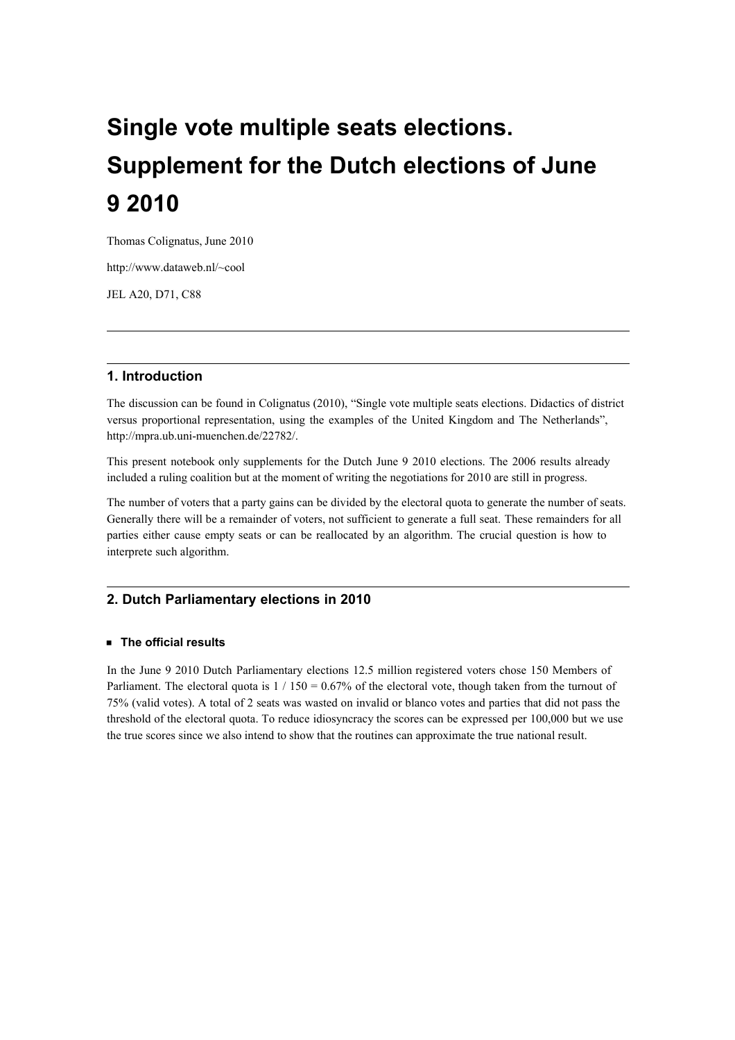# Single vote multiple seats elections. Supplement for the Dutch elections of June 9 2010

Thomas Colignatus, June 2010

http://www.dataweb.nl/~cool

JEL A20, D71, C88

---

## 1. Introduction

The discussion can be found in Colignatus (2010), "Single vote multiple seats elections. Didactics of district versus proportional representation, using the examples of the United Kingdom and The Netherlands", http://mpra.ub.uni-muenchen.de/22782/.

This present notebook only supplements for the Dutch June 9 2010 elections. The 2006 results already included a ruling coalition but at the moment of writing the negotiations for 2010 are still in progress.

The number of voters that a party gains can be divided by the electoral quota to generate the number of seats. Generally there will be a remainder of voters, not sufficient to generate a full seat. These remainders for all parties either cause empty seats or can be reallocated by an algorithm. The crucial question is how to interprete such algorithm.

---

## 2. Dutch Parliamentary elections in 2010

### The official results

In the June 9 2010 Dutch Parliamentary elections 12.5 million registered voters chose 150 Members of Parliament. The electoral quota is 1 / 150 = 0.67% of the electoral vote, though taken from the turnout of 75% (valid votes). A total of 2 seats was wasted on invalid or blanco votes and parties that did not pass the threshold of the electoral quota. To reduce idiosyncracy the scores can be expressed per 100,000 but we use the true scores since we also intend to show that the routines can approximate the true national result.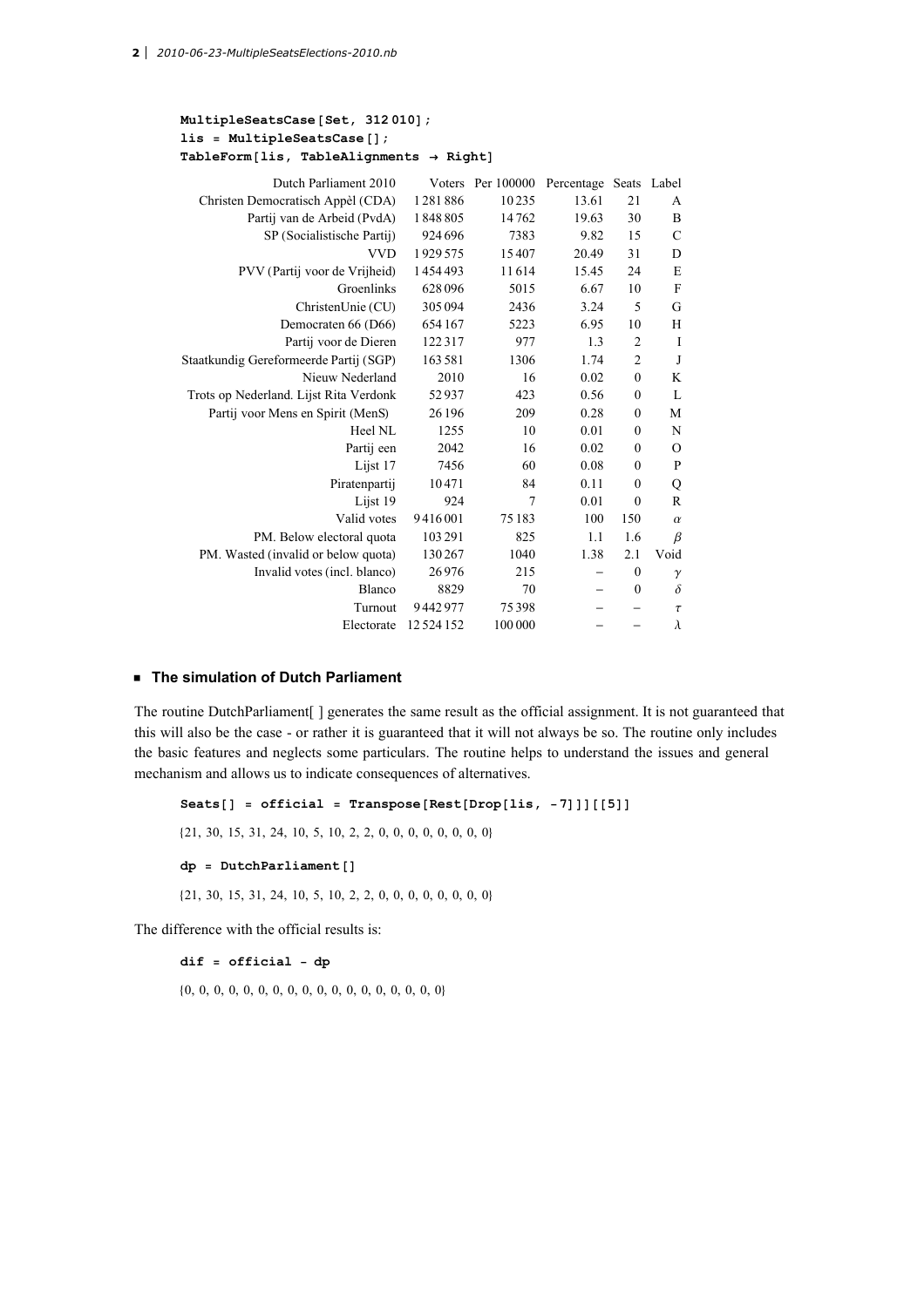```
MultipleSeatsCase[Set, 312 010];
lis = MultipleSeatsCase[];
TableForm[lis, TableAlignments → Right]
```

| Dutch Parliament 2010 | Voters | Per 100000 | Percentage | Seats | Label |
|---:|---:|---:|---:|---:|---:|
| Christen Democratisch Appèl (CDA) | 1 281 886 | 10 235 | 13.61 | 21 | A |
| Partij van de Arbeid (PvdA) | 1 848 805 | 14 762 | 19.63 | 30 | B |
| SP (Socialistische Partij) | 924 696 | 7383 | 9.82 | 15 | C |
| VVD | 1 929 575 | 15 407 | 20.49 | 31 | D |
| PVV (Partij voor de Vrijheid) | 1 454 493 | 11 614 | 15.45 | 24 | E |
| Groenlinks | 628 096 | 5015 | 6.67 | 10 | F |
| ChristenUnie (CU) | 305 094 | 2436 | 3.24 | 5 | G |
| Democraten 66 (D66) | 654 167 | 5223 | 6.95 | 10 | H |
| Partij voor de Dieren | 122 317 | 977 | 1.3 | 2 | I |
| Staatkundig Gereformeerde Partij (SGP) | 163 581 | 1306 | 1.74 | 2 | J |
| Nieuw Nederland | 2010 | 16 | 0.02 | 0 | K |
| Trots op Nederland. Lijst Rita Verdonk | 52 937 | 423 | 0.56 | 0 | L |
| Partij voor Mens en Spirit (MenS) | 26 196 | 209 | 0.28 | 0 | M |
| Heel NL | 1255 | 10 | 0.01 | 0 | N |
| Partij een | 2042 | 16 | 0.02 | 0 | O |
| Lijst 17 | 7456 | 60 | 0.08 | 0 | P |
| Piratenpartij | 10 471 | 84 | 0.11 | 0 | Q |
| Lijst 19 | 924 | 7 | 0.01 | 0 | R |
| Valid votes | 9 416 001 | 75 183 | 100 | 150 | $\alpha$ |
| PM. Below electoral quota | 103 291 | 825 | 1.1 | 1.6 | $\beta$ |
| PM. Wasted (invalid or below quota) | 130 267 | 1040 | 1.38 | 2.1 | Void |
| Invalid votes (incl. blanco) | 26 976 | 215 | – | 0 | $\gamma$ |
| Blanco | 8829 | 70 | – | 0 | $\delta$ |
| Turnout | 9 442 977 | 75 398 | – | – | $\tau$ |
| Electorate | 12 524 152 | 100 000 | – | – | $\lambda$ |

### The simulation of Dutch Parliament

The routine DutchParliament[ ] generates the same result as the official assignment. It is not guaranteed that this will also be the case - or rather it is guaranteed that it will not always be so. The routine only includes the basic features and neglects some particulars. The routine helps to understand the issues and general mechanism and allows us to indicate consequences of alternatives.

```
Seats[] = official = Transpose[Rest[Drop[lis, -7]]][[5]]
```

{21, 30, 15, 31, 24, 10, 5, 10, 2, 2, 0, 0, 0, 0, 0, 0, 0, 0}

```
dp = DutchParliament[]
```

{21, 30, 15, 31, 24, 10, 5, 10, 2, 2, 0, 0, 0, 0, 0, 0, 0, 0}

The difference with the official results is:

```
dif = official - dp
```

{0, 0, 0, 0, 0, 0, 0, 0, 0, 0, 0, 0, 0, 0, 0, 0, 0, 0}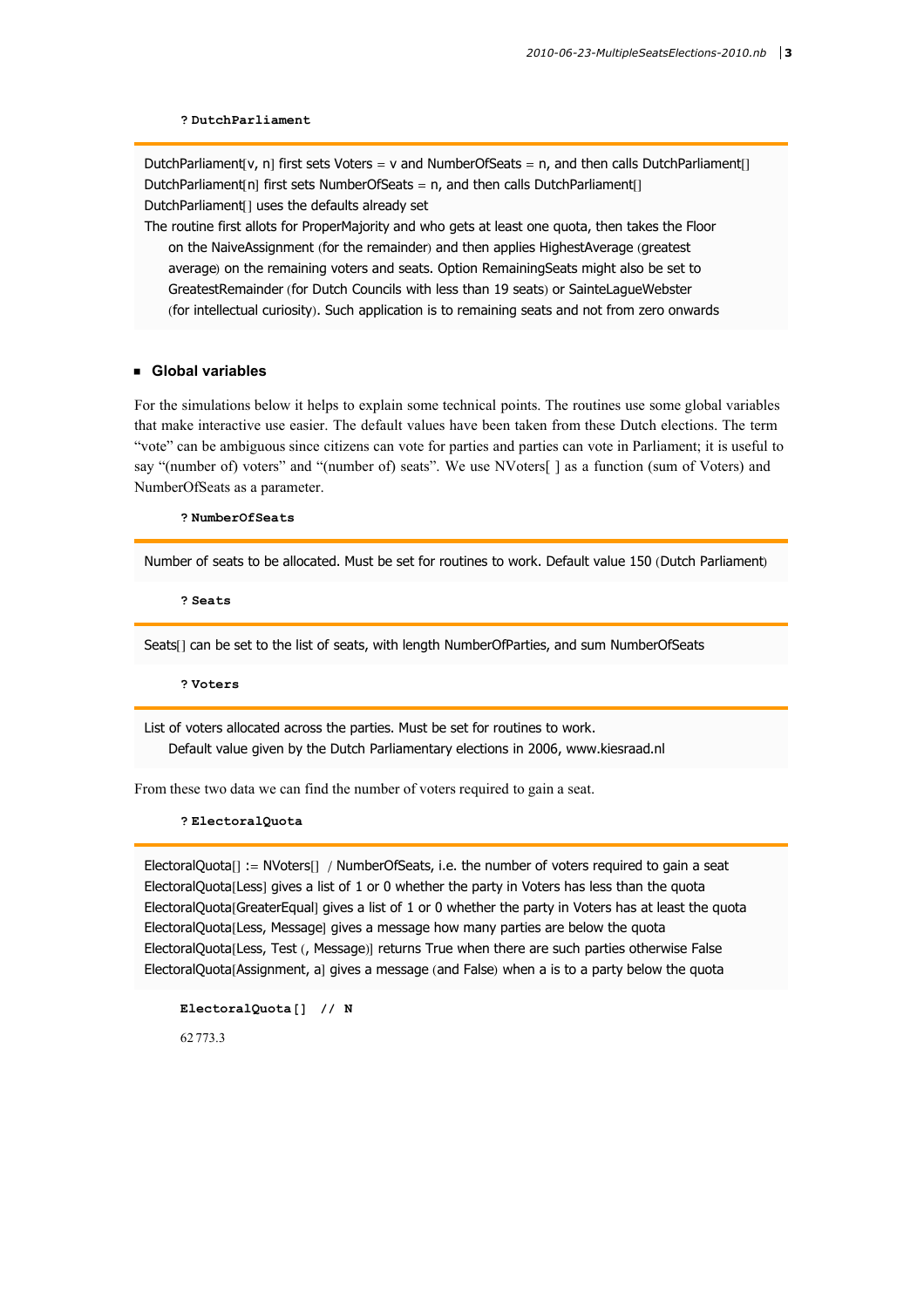```
? DutchParliament
```

DutchParliament[v, n] first sets Voters = v and NumberOfSeats = n, and then calls DutchParliament[]
DutchParliament[n] first sets NumberOfSeats = n, and then calls DutchParliament[]
DutchParliament[] uses the defaults already set
The routine first allots for ProperMajority and who gets at least one quota, then takes the Floor on the NaiveAssignment (for the remainder) and then applies HighestAverage (greatest average) on the remaining voters and seats. Option RemainingSeats might also be set to GreatestRemainder (for Dutch Councils with less than 19 seats) or SainteLagueWebster (for intellectual curiosity). Such application is to remaining seats and not from zero onwards

## Global variables

For the simulations below it helps to explain some technical points. The routines use some global variables that make interactive use easier. The default values have been taken from these Dutch elections. The term "vote" can be ambiguous since citizens can vote for parties and parties can vote in Parliament; it is useful to say "(number of) voters" and "(number of) seats". We use NVoters[ ] as a function (sum of Voters) and NumberOfSeats as a parameter.

```
? NumberOfSeats
```

Number of seats to be allocated. Must be set for routines to work. Default value 150 (Dutch Parliament)

```
? Seats
```

Seats[] can be set to the list of seats, with length NumberOfParties, and sum NumberOfSeats

```
? Voters
```

List of voters allocated across the parties. Must be set for routines to work.
Default value given by the Dutch Parliamentary elections in 2006, www.kiesraad.nl

From these two data we can find the number of voters required to gain a seat.

```
? ElectoralQuota
```

ElectoralQuota[] := NVoters[] / NumberOfSeats, i.e. the number of voters required to gain a seat
ElectoralQuota[Less] gives a list of 1 or 0 whether the party in Voters has less than the quota
ElectoralQuota[GreaterEqual] gives a list of 1 or 0 whether the party in Voters has at least the quota
ElectoralQuota[Less, Message] gives a message how many parties are below the quota
ElectoralQuota[Less, Test (, Message)] returns True when there are such parties otherwise False
ElectoralQuota[Assignment, a] gives a message (and False) when a is to a party below the quota

```
ElectoralQuota[] // N
```

62 773.3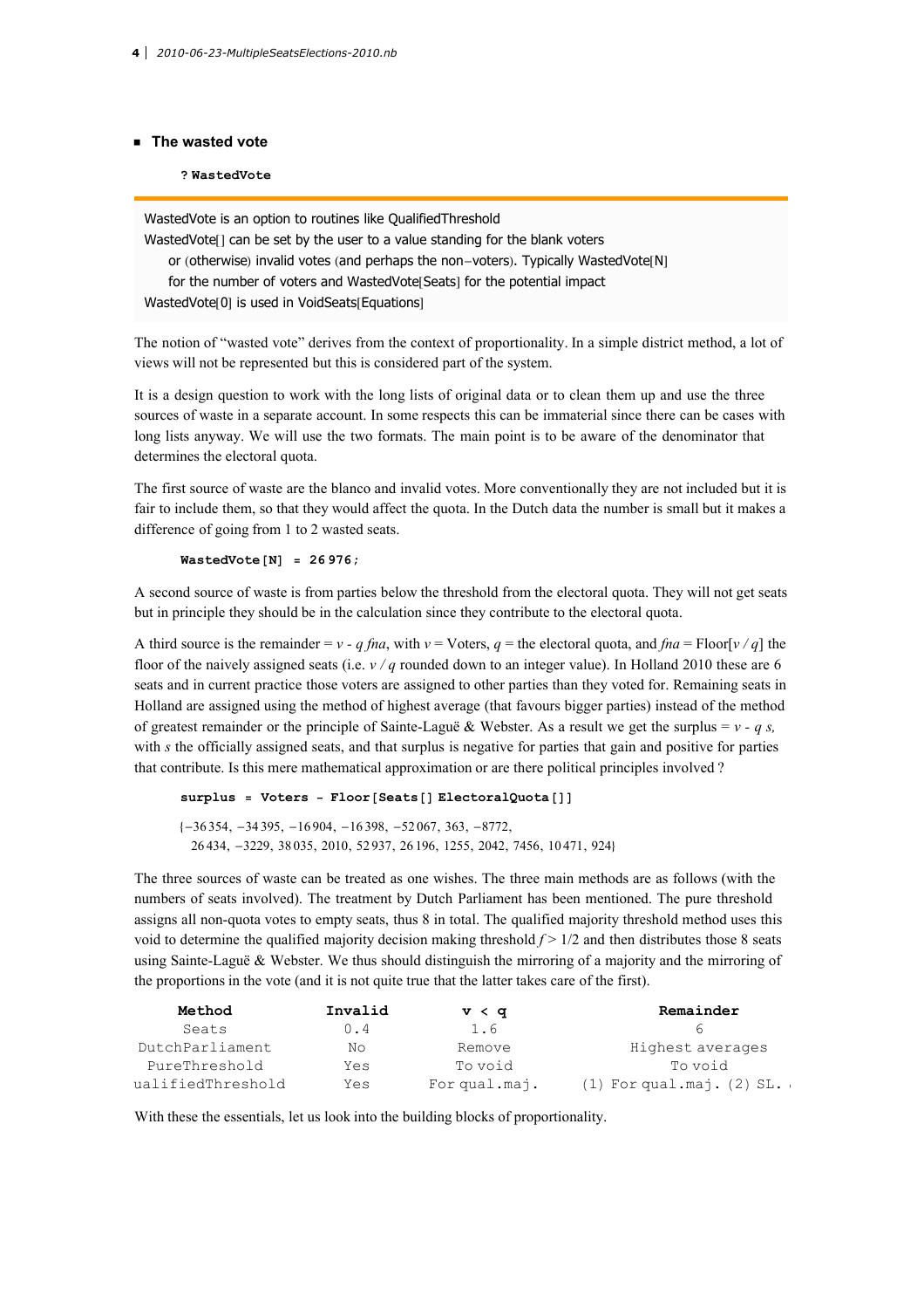## The wasted vote

```
? WastedVote
```

WastedVote is an option to routines like QualifiedThreshold
WastedVote[] can be set by the user to a value standing for the blank voters
or (otherwise) invalid votes (and perhaps the non−voters). Typically WastedVote[N]
for the number of voters and WastedVote[Seats] for the potential impact
WastedVote[0] is used in VoidSeats[Equations]

The notion of "wasted vote" derives from the context of proportionality. In a simple district method, a lot of views will not be represented but this is considered part of the system.

It is a design question to work with the long lists of original data or to clean them up and use the three sources of waste in a separate account. In some respects this can be immaterial since there can be cases with long lists anyway. We will use the two formats. The main point is to be aware of the denominator that determines the electoral quota.

The first source of waste are the blanco and invalid votes. More conventionally they are not included but it is fair to include them, so that they would affect the quota. In the Dutch data the number is small but it makes a difference of going from 1 to 2 wasted seats.

```
WastedVote[N] = 26 976;
```

A second source of waste is from parties below the threshold from the electoral quota. They will not get seats but in principle they should be in the calculation since they contribute to the electoral quota.

A third source is the remainder = $v - q\, fna$, with $v$ = Voters, $q$ = the electoral quota, and $fna$ = Floor[$v / q$] the floor of the naively assigned seats (i.e. $v / q$ rounded down to an integer value). In Holland 2010 these are 6 seats and in current practice those voters are assigned to other parties than they voted for. Remaining seats in Holland are assigned using the method of highest average (that favours bigger parties) instead of the method of greatest remainder or the principle of Sainte-Laguë & Webster. As a result we get the surplus = $v - q\, s$, with $s$ the officially assigned seats, and that surplus is negative for parties that gain and positive for parties that contribute. Is this mere mathematical approximation or are there political principles involved ?

```
surplus = Voters - Floor[Seats[] ElectoralQuota[]]
```

{−36 354, −34 395, −16 904, −16 398, −52 067, 363, −8772,
26 434, −3229, 38 035, 2010, 52 937, 26 196, 1255, 2042, 7456, 10 471, 924}

The three sources of waste can be treated as one wishes. The three main methods are as follows (with the numbers of seats involved). The treatment by Dutch Parliament has been mentioned. The pure threshold assigns all non-quota votes to empty seats, thus 8 in total. The qualified majority threshold method uses this void to determine the qualified majority decision making threshold $f > 1/2$ and then distributes those 8 seats using Sainte-Laguë & Webster. We thus should distinguish the mirroring of a majority and the mirroring of the proportions in the vote (and it is not quite true that the latter takes care of the first).

| Method | Invalid | v < q | Remainder |
|---|---|---|---|
| Seats | 0.4 | 1.6 | 6 |
| DutchParliament | No | Remove | Highest averages |
| PureThreshold | Yes | To void | To void |
| ualifiedThreshold | Yes | For qual.maj. | (1) For qual.maj. (2) SL. |

With these the essentials, let us look into the building blocks of proportionality.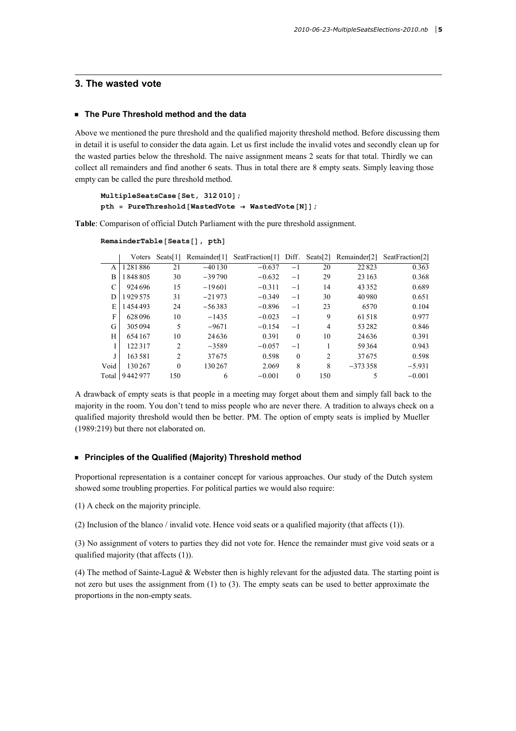## 3. The wasted vote

### ■ The Pure Threshold method and the data

Above we mentioned the pure threshold and the qualified majority threshold method. Before discussing them in detail it is useful to consider the data again. Let us first include the invalid votes and secondly clean up for the wasted parties below the threshold. The naive assignment means 2 seats for that total. Thirdly we can collect all remainders and find another 6 seats. Thus in total there are 8 empty seats. Simply leaving those empty can be called the pure threshold method.

```
MultipleSeatsCase[Set, 312 010];
pth = PureThreshold[WastedVote → WastedVote[N]];
```

**Table**: Comparison of official Dutch Parliament with the pure threshold assignment.

```
RemainderTable[Seats[], pth]
```

| | Voters | Seats[1] | Remainder[1] | SeatFraction[1] | Diff. | Seats[2] | Remainder[2] | SeatFraction[2] |
|---|---|---|---|---|---|---|---|---|
| A | 1281886 | 21 | −40130 | −0.637 | −1 | 20 | 22823 | 0.363 |
| B | 1848805 | 30 | −39790 | −0.632 | −1 | 29 | 23163 | 0.368 |
| C | 924696 | 15 | −19601 | −0.311 | −1 | 14 | 43352 | 0.689 |
| D | 1929575 | 31 | −21973 | −0.349 | −1 | 30 | 40980 | 0.651 |
| E | 1454493 | 24 | −56383 | −0.896 | −1 | 23 | 6570 | 0.104 |
| F | 628096 | 10 | −1435 | −0.023 | −1 | 9 | 61518 | 0.977 |
| G | 305094 | 5 | −9671 | −0.154 | −1 | 4 | 53282 | 0.846 |
| H | 654167 | 10 | 24636 | 0.391 | 0 | 10 | 24636 | 0.391 |
| I | 122317 | 2 | −3589 | −0.057 | −1 | 1 | 59364 | 0.943 |
| J | 163581 | 2 | 37675 | 0.598 | 0 | 2 | 37675 | 0.598 |
| Void | 130267 | 0 | 130267 | 2.069 | 8 | 8 | −373358 | −5.931 |
| Total | 9442977 | 150 | 6 | −0.001 | 0 | 150 | 5 | −0.001 |

A drawback of empty seats is that people in a meeting may forget about them and simply fall back to the majority in the room. You don't tend to miss people who are never there. A tradition to always check on a qualified majority threshold would then be better. PM. The option of empty seats is implied by Mueller (1989:219) but there not elaborated on.

### ■ Principles of the Qualified (Majority) Threshold method

Proportional representation is a container concept for various approaches. Our study of the Dutch system showed some troubling properties. For political parties we would also require:

(1) A check on the majority principle.

(2) Inclusion of the blanco / invalid vote. Hence void seats or a qualified majority (that affects (1)).

(3) No assignment of voters to parties they did not vote for. Hence the remainder must give void seats or a qualified majority (that affects (1)).

(4) The method of Sainte-Laguë & Webster then is highly relevant for the adjusted data. The starting point is not zero but uses the assignment from (1) to (3). The empty seats can be used to better approximate the proportions in the non-empty seats.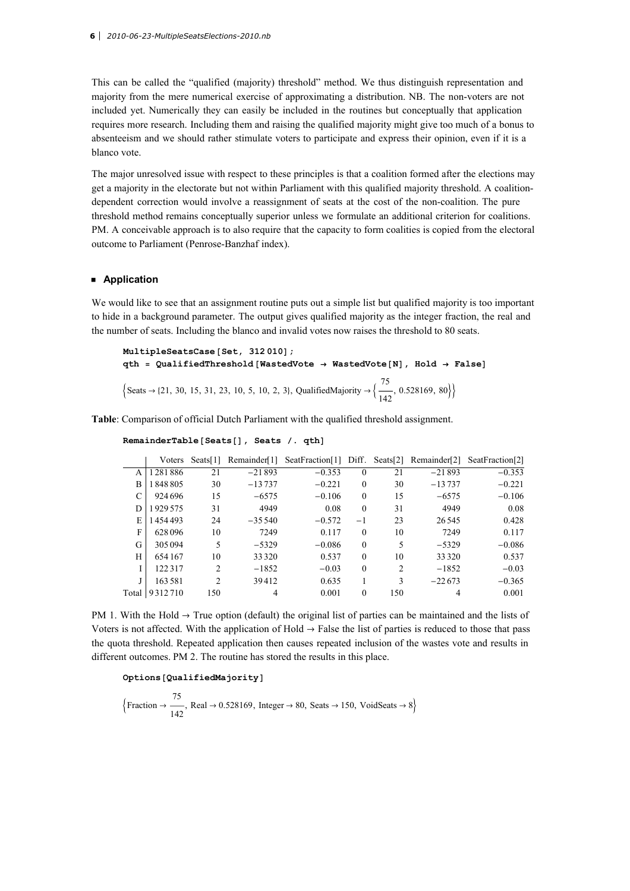This can be called the "qualified (majority) threshold" method. We thus distinguish representation and majority from the mere numerical exercise of approximating a distribution. NB. The non-voters are not included yet. Numerically they can easily be included in the routines but conceptually that application requires more research. Including them and raising the qualified majority might give too much of a bonus to absenteeism and we should rather stimulate voters to participate and express their opinion, even if it is a blanco vote.

The major unresolved issue with respect to these principles is that a coalition formed after the elections may get a majority in the electorate but not within Parliament with this qualified majority threshold. A coalition-dependent correction would involve a reassignment of seats at the cost of the non-coalition. The pure threshold method remains conceptually superior unless we formulate an additional criterion for coalitions. PM. A conceivable approach is to also require that the capacity to form coalities is copied from the electoral outcome to Parliament (Penrose-Banzhaf index).

## Application

We would like to see that an assignment routine puts out a simple list but qualified majority is too important to hide in a background parameter. The output gives qualified majority as the integer fraction, the real and the number of seats. Including the blanco and invalid votes now raises the threshold to 80 seats.

```
MultipleSeatsCase[Set, 312 010];
qth = QualifiedThreshold[WastedVote → WastedVote[N], Hold → False]
```

$\left\{\text{Seats} \to \{21, 30, 15, 31, 23, 10, 5, 10, 2, 3\}, \text{QualifiedMajority} \to \left\{\frac{75}{142}, 0.528169, 80\right\}\right\}$

**Table**: Comparison of official Dutch Parliament with the qualified threshold assignment.

```
RemainderTable[Seats[], Seats /. qth]
```

| | Voters | Seats[1] | Remainder[1] | SeatFraction[1] | Diff. | Seats[2] | Remainder[2] | SeatFraction[2] |
|---|---|---|---|---|---|---|---|---|
| A | 1 281 886 | 21 | −21 893 | −0.353 | 0 | 21 | −21 893 | −0.353 |
| B | 1 848 805 | 30 | −13 737 | −0.221 | 0 | 30 | −13 737 | −0.221 |
| C | 924 696 | 15 | −6575 | −0.106 | 0 | 15 | −6575 | −0.106 |
| D | 1 929 575 | 31 | 4949 | 0.08 | 0 | 31 | 4949 | 0.08 |
| E | 1 454 493 | 24 | −35 540 | −0.572 | −1 | 23 | 26 545 | 0.428 |
| F | 628 096 | 10 | 7249 | 0.117 | 0 | 10 | 7249 | 0.117 |
| G | 305 094 | 5 | −5329 | −0.086 | 0 | 5 | −5329 | −0.086 |
| H | 654 167 | 10 | 33 320 | 0.537 | 0 | 10 | 33 320 | 0.537 |
| I | 122 317 | 2 | −1852 | −0.03 | 0 | 2 | −1852 | −0.03 |
| J | 163 581 | 2 | 39 412 | 0.635 | 1 | 3 | −22 673 | −0.365 |
| Total | 9 312 710 | 150 | 4 | 0.001 | 0 | 150 | 4 | 0.001 |

PM 1. With the Hold → True option (default) the original list of parties can be maintained and the lists of Voters is not affected. With the application of Hold → False the list of parties is reduced to those that pass the quota threshold. Repeated application then causes repeated inclusion of the wastes vote and results in different outcomes. PM 2. The routine has stored the results in this place.

```
Options[QualifiedMajority]
```

$\left\{\text{Fraction} \to \frac{75}{142}, \text{Real} \to 0.528169, \text{Integer} \to 80, \text{Seats} \to 150, \text{VoidSeats} \to 8\right\}$